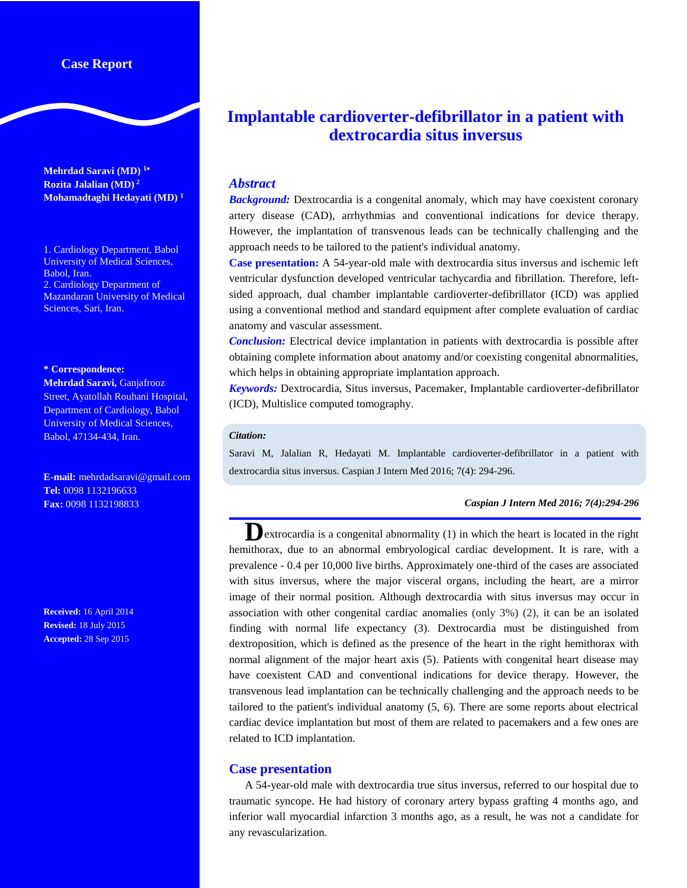Case Report

# Implantable cardioverter-defibrillator in a patient with dextrocardia situs inversus

**Mehrdad Saravi (MD)** [1*]
**Rozita Jalalian (MD)** [2]
**Mohamadtaghi Hedayati (MD)** [1]

1. Cardiology Department, Babol University of Medical Sciences, Babol, Iran.
2. Cardiology Department of Mazandaran University of Medical Sciences, Sari, Iran.

**\* Correspondence:**
**Mehrdad Saravi,** Ganjafrooz Street, Ayatollah Rouhani Hospital, Department of Cardiology, Babol University of Medical Sciences, Babol, 47134-434, Iran.

**E-mail:** mehrdadsaravi@gmail.com
**Tel:** 0098 1132196633
**Fax:** 0098 1132198833

**Received:** 16 April 2014
**Revised:** 18 July 2015
**Accepted:** 28 Sep 2015

## *Abstract*

***Background:*** Dextrocardia is a congenital anomaly, which may have coexistent coronary artery disease (CAD), arrhythmias and conventional indications for device therapy. However, the implantation of transvenous leads can be technically challenging and the approach needs to be tailored to the patient's individual anatomy.

**Case presentation:** A 54-year-old male with dextrocardia situs inversus and ischemic left ventricular dysfunction developed ventricular tachycardia and fibrillation. Therefore, left-sided approach, dual chamber implantable cardioverter-defibrillator (ICD) was applied using a conventional method and standard equipment after complete evaluation of cardiac anatomy and vascular assessment.

***Conclusion:*** Electrical device implantation in patients with dextrocardia is possible after obtaining complete information about anatomy and/or coexisting congenital abnormalities, which helps in obtaining appropriate implantation approach.

***Keywords:*** Dextrocardia, Situs inversus, Pacemaker, Implantable cardioverter-defibrillator (ICD), Multislice computed tomography.

***Citation:***

Saravi M, Jalalian R, Hedayati M. Implantable cardioverter-defibrillator in a patient with dextrocardia situs inversus. Caspian J Intern Med 2016; 7(4): 294-296.

Dextrocardia is a congenital abnormality (1) in which the heart is located in the right hemithorax, due to an abnormal embryological cardiac development. It is rare, with a prevalence - 0.4 per 10,000 live births. Approximately one-third of the cases are associated with situs inversus, where the major visceral organs, including the heart, are a mirror image of their normal position. Although dextrocardia with situs inversus may occur in association with other congenital cardiac anomalies (only 3%) (2), it can be an isolated finding with normal life expectancy (3). Dextrocardia must be distinguished from dextroposition, which is defined as the presence of the heart in the right hemithorax with normal alignment of the major heart axis (5). Patients with congenital heart disease may have coexistent CAD and conventional indications for device therapy. However, the transvenous lead implantation can be technically challenging and the approach needs to be tailored to the patient's individual anatomy (5, 6). There are some reports about electrical cardiac device implantation but most of them are related to pacemakers and a few ones are related to ICD implantation.

## Case presentation

A 54-year-old male with dextrocardia true situs inversus, referred to our hospital due to traumatic syncope. He had history of coronary artery bypass grafting 4 months ago, and inferior wall myocardial infarction 3 months ago, as a result, he was not a candidate for any revascularization.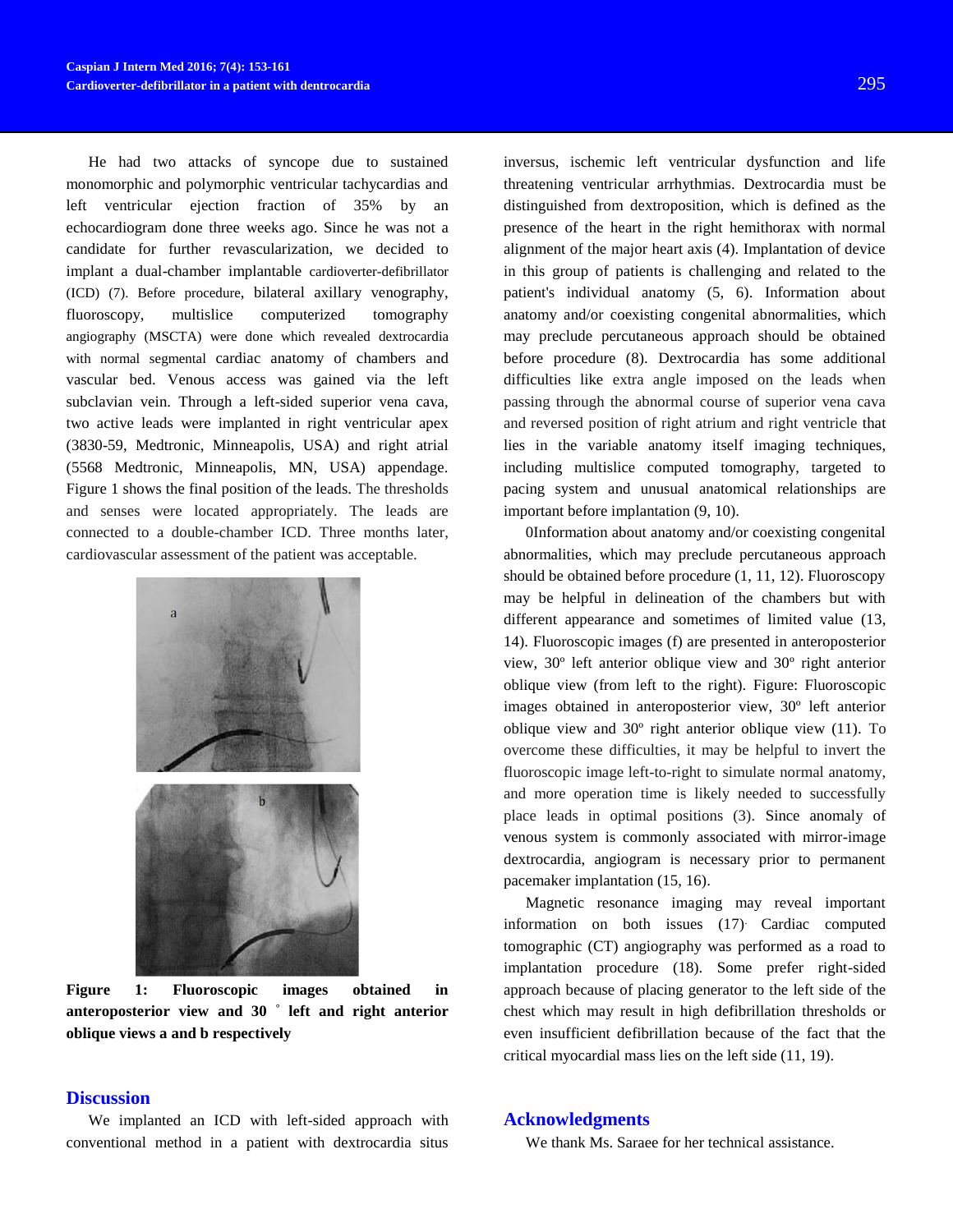He had two attacks of syncope due to sustained monomorphic and polymorphic ventricular tachycardias and left ventricular ejection fraction of 35% by an echocardiogram done three weeks ago. Since he was not a candidate for further revascularization, we decided to implant a dual-chamber implantable cardioverter-defibrillator (ICD) (7). Before procedure, bilateral axillary venography, fluoroscopy, multislice computerized tomography angiography (MSCTA) were done which revealed dextrocardia with normal segmental cardiac anatomy of chambers and vascular bed. Venous access was gained via the left subclavian vein. Through a left-sided superior vena cava, two active leads were implanted in right ventricular apex (3830-59, Medtronic, Minneapolis, USA) and right atrial (5568 Medtronic, Minneapolis, MN, USA) appendage. Figure 1 shows the final position of the leads. The thresholds and senses were located appropriately. The leads are connected to a double-chamber ICD. Three months later, cardiovascular assessment of the patient was acceptable.

**Figure 1: Fluoroscopic images obtained in anteroposterior view and 30 ° left and right anterior oblique views a and b respectively**

## Discussion

We implanted an ICD with left-sided approach with conventional method in a patient with dextrocardia situs inversus, ischemic left ventricular dysfunction and life threatening ventricular arrhythmias. Dextrocardia must be distinguished from dextroposition, which is defined as the presence of the heart in the right hemithorax with normal alignment of the major heart axis (4). Implantation of device in this group of patients is challenging and related to the patient's individual anatomy (5, 6). Information about anatomy and/or coexisting congenital abnormalities, which may preclude percutaneous approach should be obtained before procedure (8). Dextrocardia has some additional difficulties like extra angle imposed on the leads when passing through the abnormal course of superior vena cava and reversed position of right atrium and right ventricle that lies in the variable anatomy itself imaging techniques, including multislice computed tomography, targeted to pacing system and unusual anatomical relationships are important before implantation (9, 10).

0Information about anatomy and/or coexisting congenital abnormalities, which may preclude percutaneous approach should be obtained before procedure (1, 11, 12). Fluoroscopy may be helpful in delineation of the chambers but with different appearance and sometimes of limited value (13, 14). Fluoroscopic images (f) are presented in anteroposterior view, 30º left anterior oblique view and 30º right anterior oblique view (from left to the right). Figure: Fluoroscopic images obtained in anteroposterior view, 30º left anterior oblique view and 30º right anterior oblique view (11). To overcome these difficulties, it may be helpful to invert the fluoroscopic image left-to-right to simulate normal anatomy, and more operation time is likely needed to successfully place leads in optimal positions (3). Since anomaly of venous system is commonly associated with mirror-image dextrocardia, angiogram is necessary prior to permanent pacemaker implantation (15, 16).

Magnetic resonance imaging may reveal important information on both issues (17). Cardiac computed tomographic (CT) angiography was performed as a road to implantation procedure (18). Some prefer right-sided approach because of placing generator to the left side of the chest which may result in high defibrillation thresholds or even insufficient defibrillation because of the fact that the critical myocardial mass lies on the left side (11, 19).

## Acknowledgments

We thank Ms. Saraee for her technical assistance.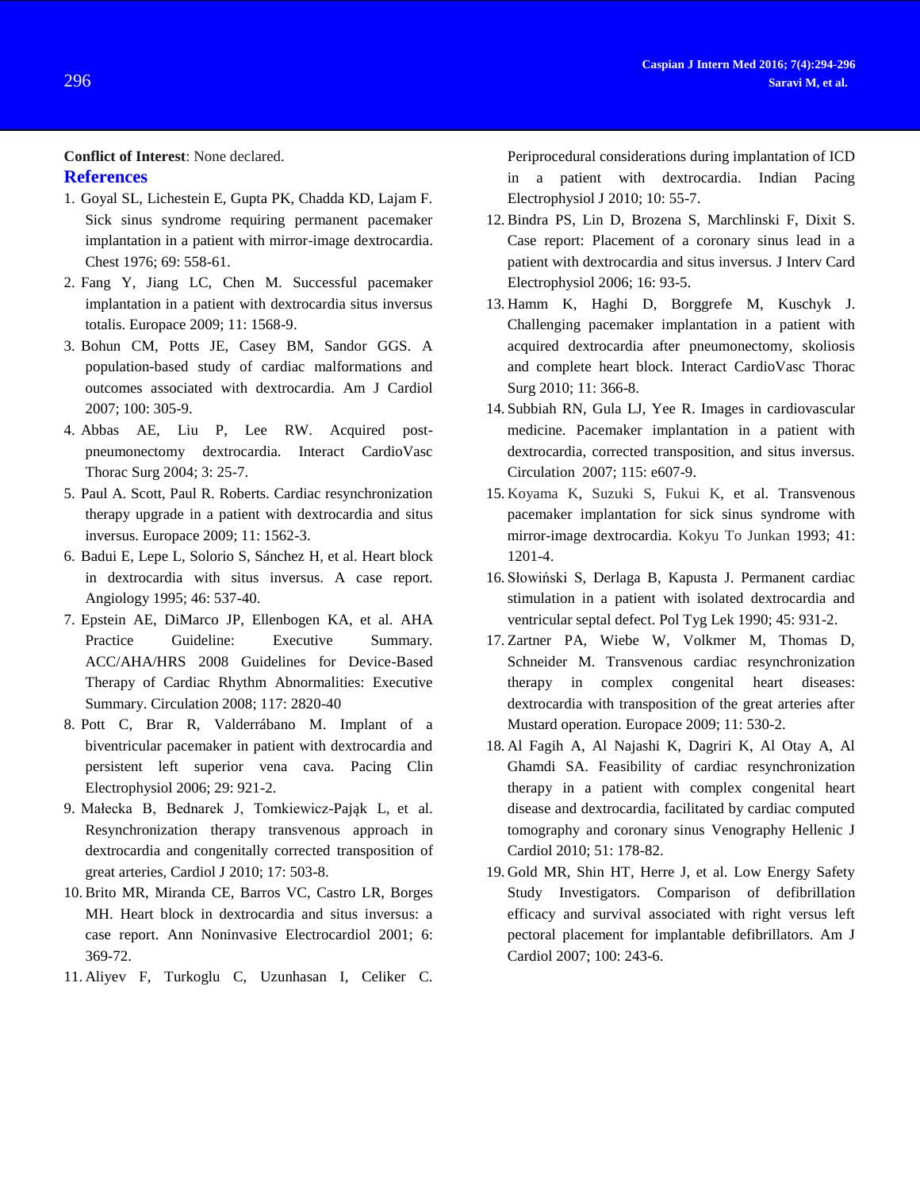**Conflict of Interest**: None declared.

## References

1. Goyal SL, Lichestein E, Gupta PK, Chadda KD, Lajam F. Sick sinus syndrome requiring permanent pacemaker implantation in a patient with mirror-image dextrocardia. Chest 1976; 69: 558-61.
2. Fang Y, Jiang LC, Chen M. Successful pacemaker implantation in a patient with dextrocardia situs inversus totalis. Europace 2009; 11: 1568-9.
3. Bohun CM, Potts JE, Casey BM, Sandor GGS. A population-based study of cardiac malformations and outcomes associated with dextrocardia. Am J Cardiol 2007; 100: 305-9.
4. Abbas AE, Liu P, Lee RW. Acquired post-pneumonectomy dextrocardia. Interact CardioVasc Thorac Surg 2004; 3: 25-7.
5. Paul A. Scott, Paul R. Roberts. Cardiac resynchronization therapy upgrade in a patient with dextrocardia and situs inversus. Europace 2009; 11: 1562-3.
6. Badui E, Lepe L, Solorio S, Sánchez H, et al. Heart block in dextrocardia with situs inversus. A case report. Angiology 1995; 46: 537-40.
7. Epstein AE, DiMarco JP, Ellenbogen KA, et al. AHA Practice Guideline: Executive Summary. ACC/AHA/HRS 2008 Guidelines for Device-Based Therapy of Cardiac Rhythm Abnormalities: Executive Summary. Circulation 2008; 117: 2820-40
8. Pott C, Brar R, Valderrábano M. Implant of a biventricular pacemaker in patient with dextrocardia and persistent left superior vena cava. Pacing Clin Electrophysiol 2006; 29: 921-2.
9. Małecka B, Bednarek J, Tomkiewicz-Pająk L, et al. Resynchronization therapy transvenous approach in dextrocardia and congenitally corrected transposition of great arteries, Cardiol J 2010; 17: 503-8.
10. Brito MR, Miranda CE, Barros VC, Castro LR, Borges MH. Heart block in dextrocardia and situs inversus: a case report. Ann Noninvasive Electrocardiol 2001; 6: 369-72.
11. Aliyev F, Turkoglu C, Uzunhasan I, Celiker C. Periprocedural considerations during implantation of ICD in a patient with dextrocardia. Indian Pacing Electrophysiol J 2010; 10: 55-7.
12. Bindra PS, Lin D, Brozena S, Marchlinski F, Dixit S. Case report: Placement of a coronary sinus lead in a patient with dextrocardia and situs inversus. J Interv Card Electrophysiol 2006; 16: 93-5.
13. Hamm K, Haghi D, Borggrefe M, Kuschyk J. Challenging pacemaker implantation in a patient with acquired dextrocardia after pneumonectomy, skoliosis and complete heart block. Interact CardioVasc Thorac Surg 2010; 11: 366-8.
14. Subbiah RN, Gula LJ, Yee R. Images in cardiovascular medicine. Pacemaker implantation in a patient with dextrocardia, corrected transposition, and situs inversus. Circulation 2007; 115: e607-9.
15. Koyama K, Suzuki S, Fukui K, et al. Transvenous pacemaker implantation for sick sinus syndrome with mirror-image dextrocardia. Kokyu To Junkan 1993; 41: 1201-4.
16. Słowiński S, Derlaga B, Kapusta J. Permanent cardiac stimulation in a patient with isolated dextrocardia and ventricular septal defect. Pol Tyg Lek 1990; 45: 931-2.
17. Zartner PA, Wiebe W, Volkmer M, Thomas D, Schneider M. Transvenous cardiac resynchronization therapy in complex congenital heart diseases: dextrocardia with transposition of the great arteries after Mustard operation. Europace 2009; 11: 530-2.
18. Al Fagih A, Al Najashi K, Dagriri K, Al Otay A, Al Ghamdi SA. Feasibility of cardiac resynchronization therapy in a patient with complex congenital heart disease and dextrocardia, facilitated by cardiac computed tomography and coronary sinus Venography Hellenic J Cardiol 2010; 51: 178-82.
19. Gold MR, Shin HT, Herre J, et al. Low Energy Safety Study Investigators. Comparison of defibrillation efficacy and survival associated with right versus left pectoral placement for implantable defibrillators. Am J Cardiol 2007; 100: 243-6.